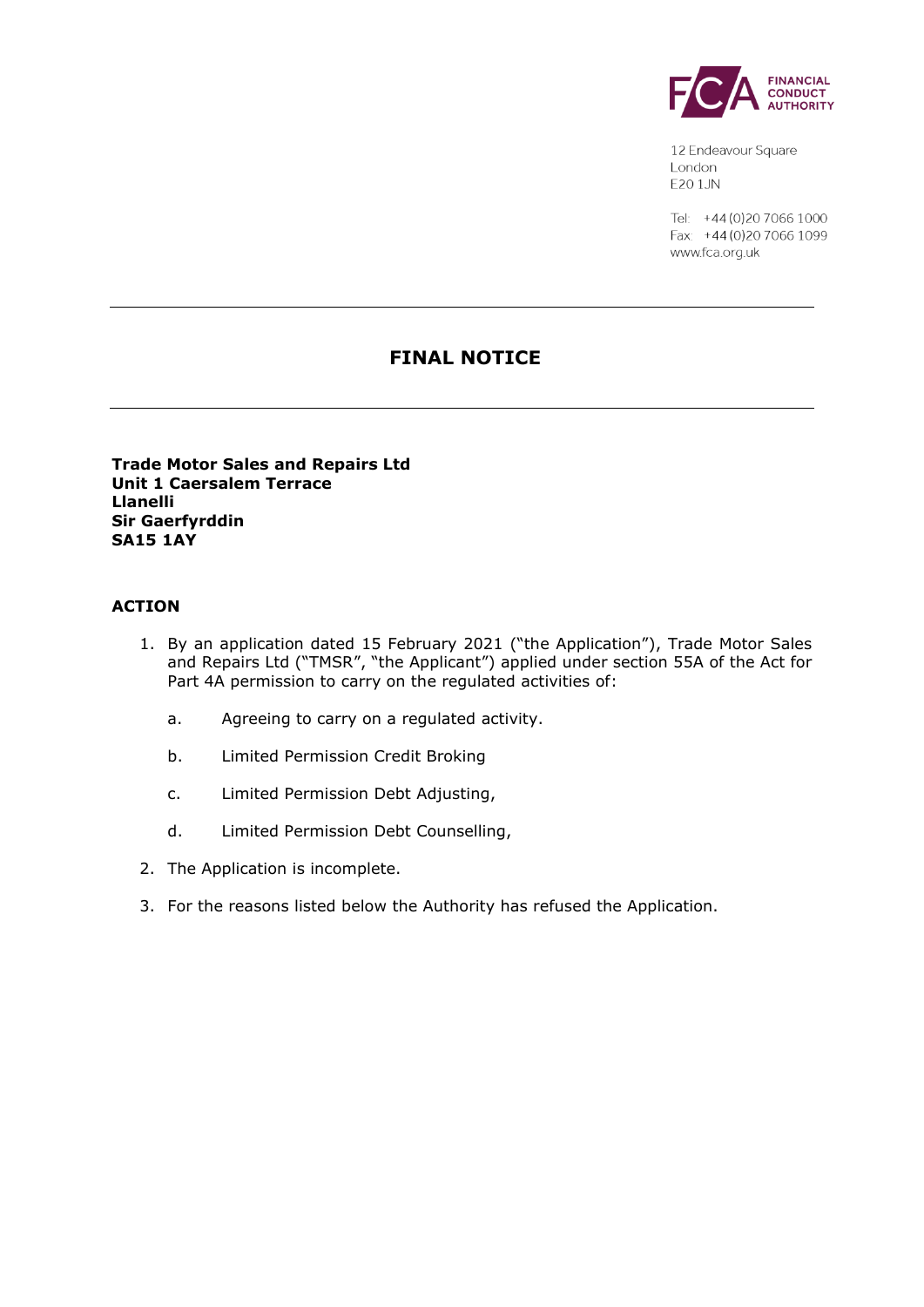12 Endeavour Square
London
E20 1JN

Tel: +44 (0)20 7066 1000
Fax: +44 (0)20 7066 1099
www.fca.org.uk

---

# FINAL NOTICE

---

**Trade Motor Sales and Repairs Ltd**
**Unit 1 Caersalem Terrace**
**Llanelli**
**Sir Gaerfyrddin**
**SA15 1AY**

## ACTION

1. By an application dated 15 February 2021 ("the Application"), Trade Motor Sales and Repairs Ltd ("TMSR", "the Applicant") applied under section 55A of the Act for Part 4A permission to carry on the regulated activities of:

   a. Agreeing to carry on a regulated activity.

   b. Limited Permission Credit Broking

   c. Limited Permission Debt Adjusting,

   d. Limited Permission Debt Counselling,

2. The Application is incomplete.

3. For the reasons listed below the Authority has refused the Application.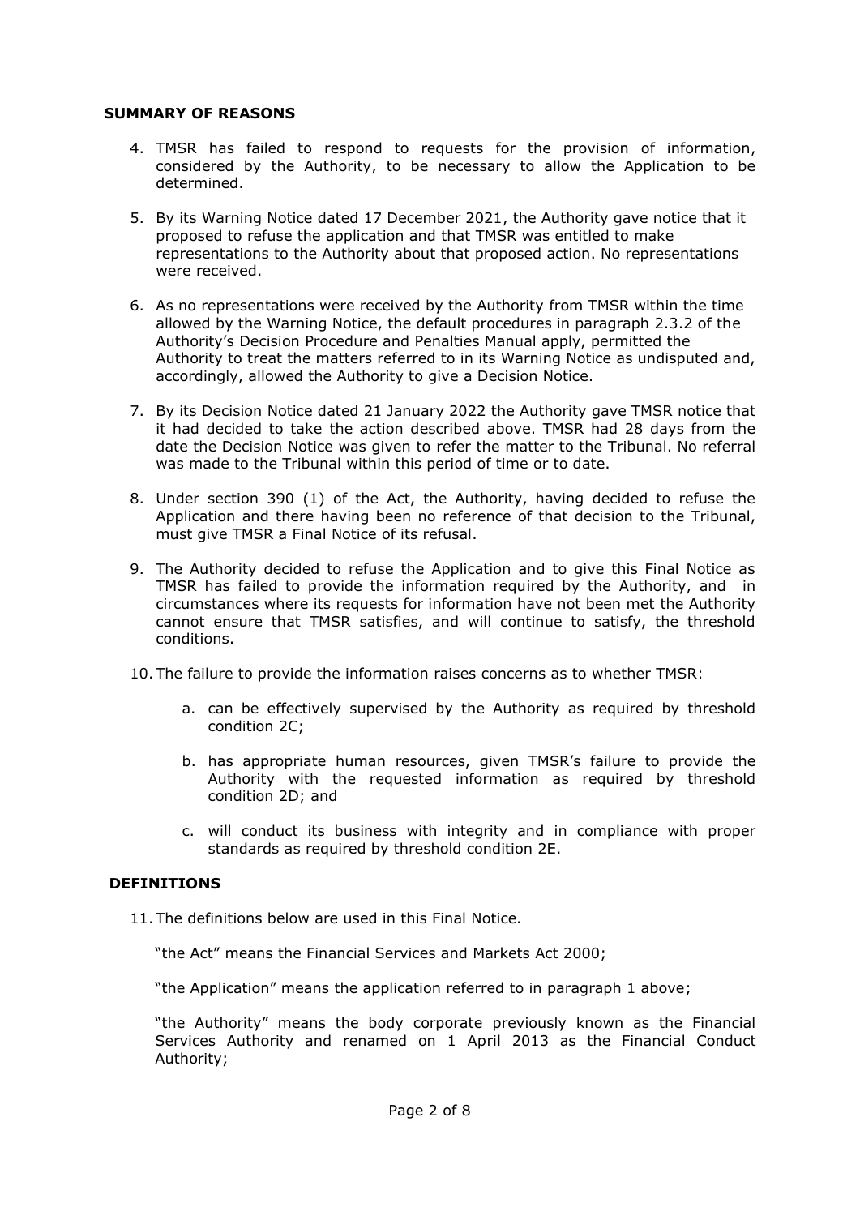## SUMMARY OF REASONS

4. TMSR has failed to respond to requests for the provision of information, considered by the Authority, to be necessary to allow the Application to be determined.

5. By its Warning Notice dated 17 December 2021, the Authority gave notice that it proposed to refuse the application and that TMSR was entitled to make representations to the Authority about that proposed action. No representations were received.

6. As no representations were received by the Authority from TMSR within the time allowed by the Warning Notice, the default procedures in paragraph 2.3.2 of the Authority's Decision Procedure and Penalties Manual apply, permitted the Authority to treat the matters referred to in its Warning Notice as undisputed and, accordingly, allowed the Authority to give a Decision Notice.

7. By its Decision Notice dated 21 January 2022 the Authority gave TMSR notice that it had decided to take the action described above. TMSR had 28 days from the date the Decision Notice was given to refer the matter to the Tribunal. No referral was made to the Tribunal within this period of time or to date.

8. Under section 390 (1) of the Act, the Authority, having decided to refuse the Application and there having been no reference of that decision to the Tribunal, must give TMSR a Final Notice of its refusal.

9. The Authority decided to refuse the Application and to give this Final Notice as TMSR has failed to provide the information required by the Authority, and in circumstances where its requests for information have not been met the Authority cannot ensure that TMSR satisfies, and will continue to satisfy, the threshold conditions.

10. The failure to provide the information raises concerns as to whether TMSR:

    a. can be effectively supervised by the Authority as required by threshold condition 2C;

    b. has appropriate human resources, given TMSR's failure to provide the Authority with the requested information as required by threshold condition 2D; and

    c. will conduct its business with integrity and in compliance with proper standards as required by threshold condition 2E.

## DEFINITIONS

11. The definitions below are used in this Final Notice.

    "the Act" means the Financial Services and Markets Act 2000;

    "the Application" means the application referred to in paragraph 1 above;

    "the Authority" means the body corporate previously known as the Financial Services Authority and renamed on 1 April 2013 as the Financial Conduct Authority;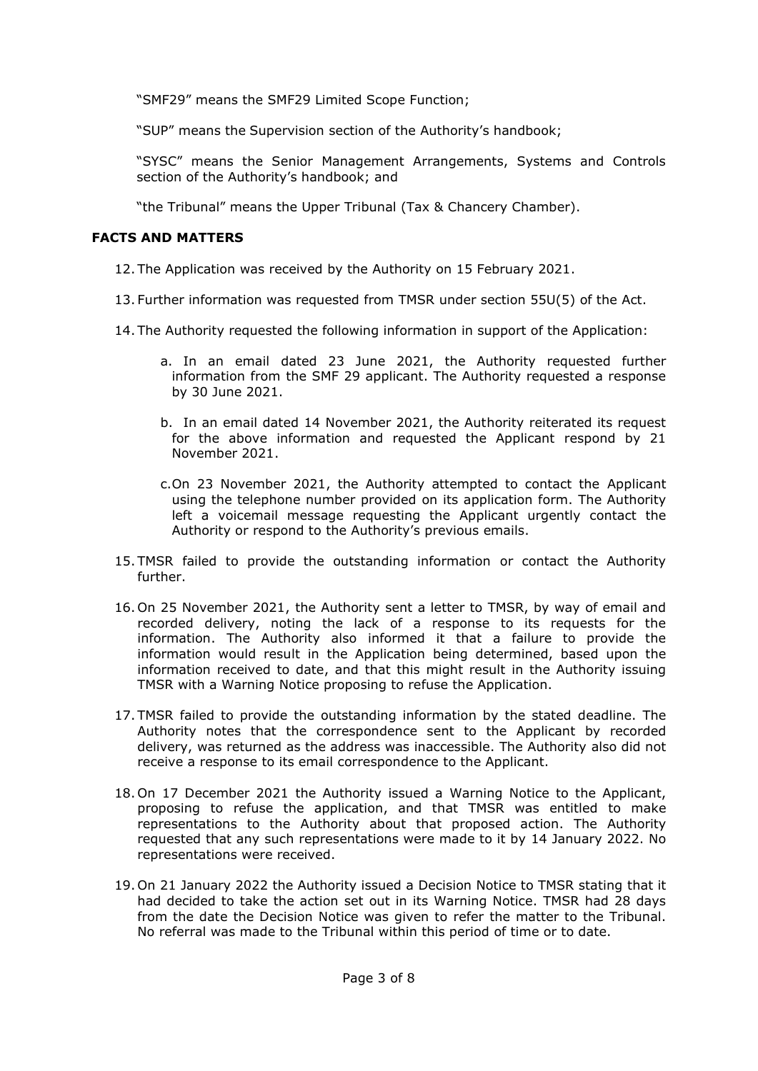"SMF29" means the SMF29 Limited Scope Function;

"SUP" means the Supervision section of the Authority's handbook;

"SYSC" means the Senior Management Arrangements, Systems and Controls section of the Authority's handbook; and

"the Tribunal" means the Upper Tribunal (Tax & Chancery Chamber).

## FACTS AND MATTERS

12. The Application was received by the Authority on 15 February 2021.

13. Further information was requested from TMSR under section 55U(5) of the Act.

14. The Authority requested the following information in support of the Application:

    a. In an email dated 23 June 2021, the Authority requested further information from the SMF 29 applicant. The Authority requested a response by 30 June 2021.

    b. In an email dated 14 November 2021, the Authority reiterated its request for the above information and requested the Applicant respond by 21 November 2021.

    c. On 23 November 2021, the Authority attempted to contact the Applicant using the telephone number provided on its application form. The Authority left a voicemail message requesting the Applicant urgently contact the Authority or respond to the Authority's previous emails.

15. TMSR failed to provide the outstanding information or contact the Authority further.

16. On 25 November 2021, the Authority sent a letter to TMSR, by way of email and recorded delivery, noting the lack of a response to its requests for the information. The Authority also informed it that a failure to provide the information would result in the Application being determined, based upon the information received to date, and that this might result in the Authority issuing TMSR with a Warning Notice proposing to refuse the Application.

17. TMSR failed to provide the outstanding information by the stated deadline. The Authority notes that the correspondence sent to the Applicant by recorded delivery, was returned as the address was inaccessible. The Authority also did not receive a response to its email correspondence to the Applicant.

18. On 17 December 2021 the Authority issued a Warning Notice to the Applicant, proposing to refuse the application, and that TMSR was entitled to make representations to the Authority about that proposed action. The Authority requested that any such representations were made to it by 14 January 2022. No representations were received.

19. On 21 January 2022 the Authority issued a Decision Notice to TMSR stating that it had decided to take the action set out in its Warning Notice. TMSR had 28 days from the date the Decision Notice was given to refer the matter to the Tribunal. No referral was made to the Tribunal within this period of time or to date.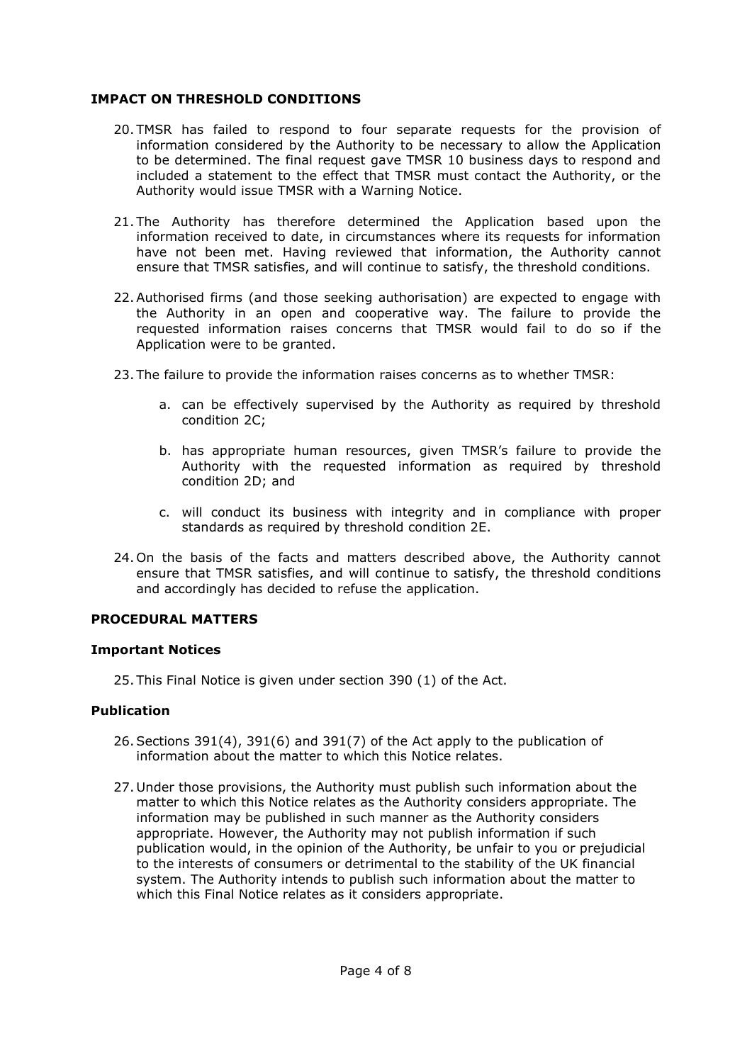## IMPACT ON THRESHOLD CONDITIONS

20. TMSR has failed to respond to four separate requests for the provision of information considered by the Authority to be necessary to allow the Application to be determined. The final request gave TMSR 10 business days to respond and included a statement to the effect that TMSR must contact the Authority, or the Authority would issue TMSR with a Warning Notice.

21. The Authority has therefore determined the Application based upon the information received to date, in circumstances where its requests for information have not been met. Having reviewed that information, the Authority cannot ensure that TMSR satisfies, and will continue to satisfy, the threshold conditions.

22. Authorised firms (and those seeking authorisation) are expected to engage with the Authority in an open and cooperative way. The failure to provide the requested information raises concerns that TMSR would fail to do so if the Application were to be granted.

23. The failure to provide the information raises concerns as to whether TMSR:

    a. can be effectively supervised by the Authority as required by threshold condition 2C;

    b. has appropriate human resources, given TMSR's failure to provide the Authority with the requested information as required by threshold condition 2D; and

    c. will conduct its business with integrity and in compliance with proper standards as required by threshold condition 2E.

24. On the basis of the facts and matters described above, the Authority cannot ensure that TMSR satisfies, and will continue to satisfy, the threshold conditions and accordingly has decided to refuse the application.

## PROCEDURAL MATTERS

### Important Notices

25. This Final Notice is given under section 390 (1) of the Act.

### Publication

26. Sections 391(4), 391(6) and 391(7) of the Act apply to the publication of information about the matter to which this Notice relates.

27. Under those provisions, the Authority must publish such information about the matter to which this Notice relates as the Authority considers appropriate. The information may be published in such manner as the Authority considers appropriate. However, the Authority may not publish information if such publication would, in the opinion of the Authority, be unfair to you or prejudicial to the interests of consumers or detrimental to the stability of the UK financial system. The Authority intends to publish such information about the matter to which this Final Notice relates as it considers appropriate.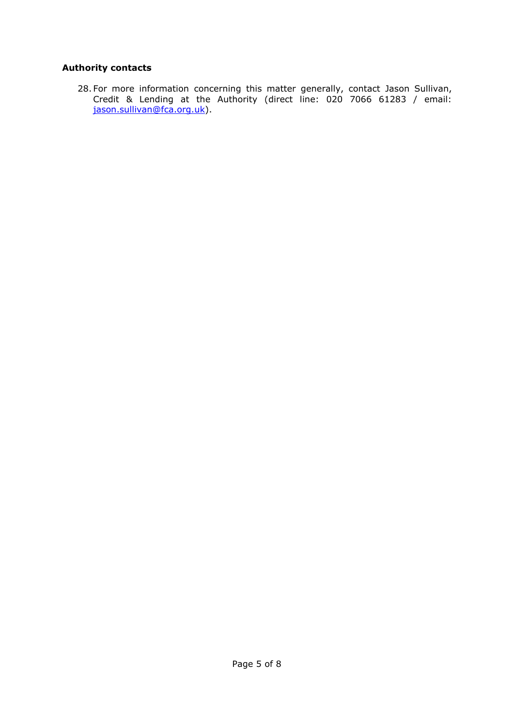**Authority contacts**

28. For more information concerning this matter generally, contact Jason Sullivan, Credit & Lending at the Authority (direct line: 020 7066 61283 / email: [jason.sullivan@fca.org.uk](mailto:jason.sullivan@fca.org.uk)).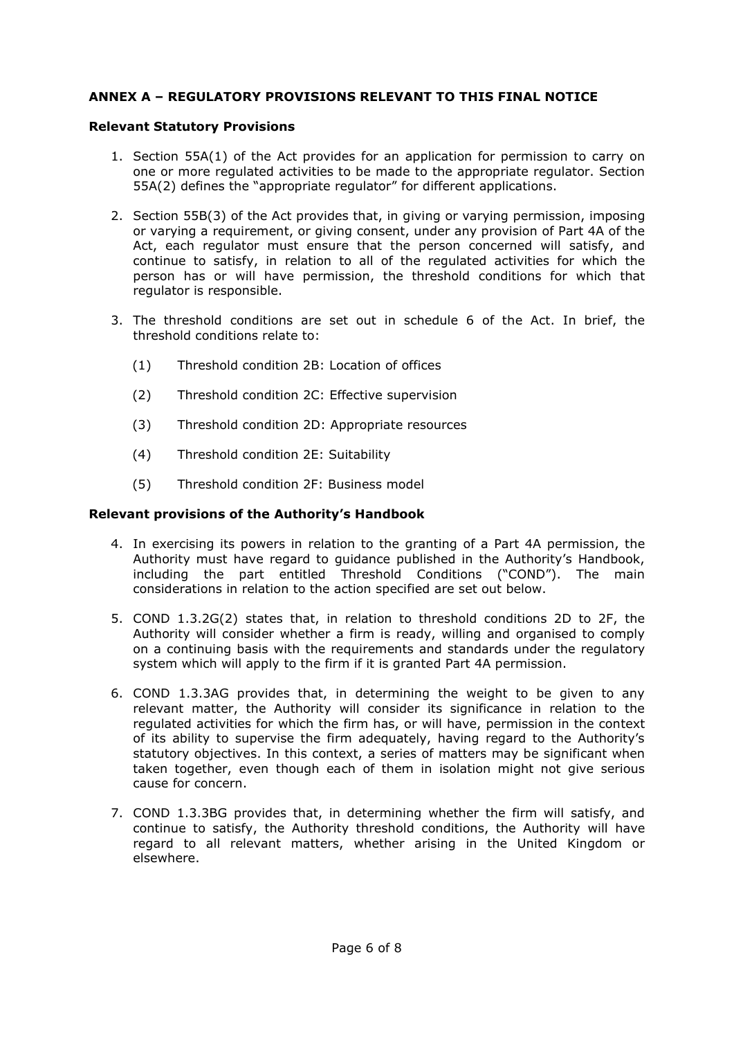## ANNEX A – REGULATORY PROVISIONS RELEVANT TO THIS FINAL NOTICE

### Relevant Statutory Provisions

1. Section 55A(1) of the Act provides for an application for permission to carry on one or more regulated activities to be made to the appropriate regulator. Section 55A(2) defines the "appropriate regulator" for different applications.

2. Section 55B(3) of the Act provides that, in giving or varying permission, imposing or varying a requirement, or giving consent, under any provision of Part 4A of the Act, each regulator must ensure that the person concerned will satisfy, and continue to satisfy, in relation to all of the regulated activities for which the person has or will have permission, the threshold conditions for which that regulator is responsible.

3. The threshold conditions are set out in schedule 6 of the Act. In brief, the threshold conditions relate to:

   (1) Threshold condition 2B: Location of offices

   (2) Threshold condition 2C: Effective supervision

   (3) Threshold condition 2D: Appropriate resources

   (4) Threshold condition 2E: Suitability

   (5) Threshold condition 2F: Business model

### Relevant provisions of the Authority's Handbook

4. In exercising its powers in relation to the granting of a Part 4A permission, the Authority must have regard to guidance published in the Authority's Handbook, including the part entitled Threshold Conditions ("COND"). The main considerations in relation to the action specified are set out below.

5. COND 1.3.2G(2) states that, in relation to threshold conditions 2D to 2F, the Authority will consider whether a firm is ready, willing and organised to comply on a continuing basis with the requirements and standards under the regulatory system which will apply to the firm if it is granted Part 4A permission.

6. COND 1.3.3AG provides that, in determining the weight to be given to any relevant matter, the Authority will consider its significance in relation to the regulated activities for which the firm has, or will have, permission in the context of its ability to supervise the firm adequately, having regard to the Authority's statutory objectives. In this context, a series of matters may be significant when taken together, even though each of them in isolation might not give serious cause for concern.

7. COND 1.3.3BG provides that, in determining whether the firm will satisfy, and continue to satisfy, the Authority threshold conditions, the Authority will have regard to all relevant matters, whether arising in the United Kingdom or elsewhere.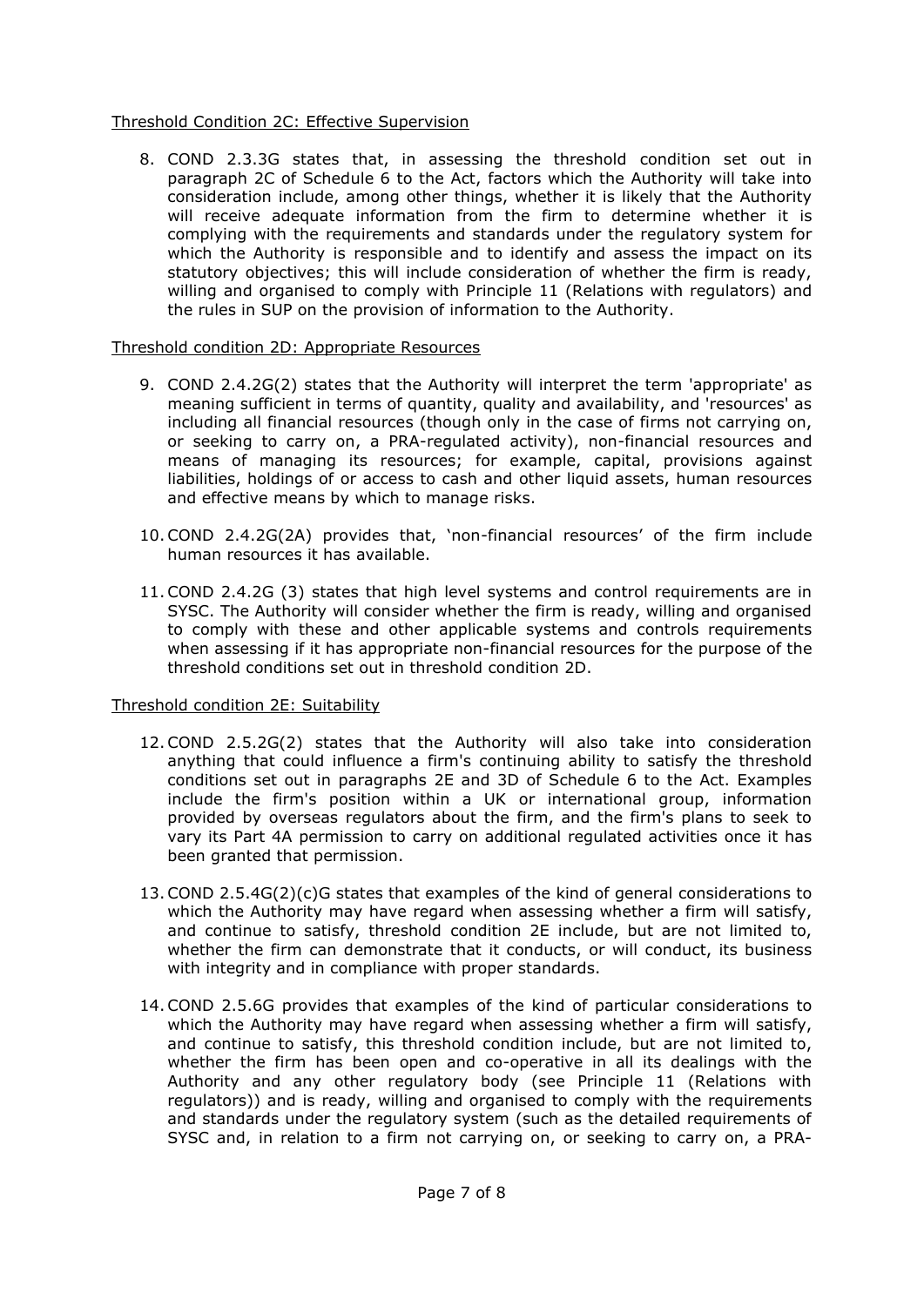Threshold Condition 2C: Effective Supervision

8. COND 2.3.3G states that, in assessing the threshold condition set out in paragraph 2C of Schedule 6 to the Act, factors which the Authority will take into consideration include, among other things, whether it is likely that the Authority will receive adequate information from the firm to determine whether it is complying with the requirements and standards under the regulatory system for which the Authority is responsible and to identify and assess the impact on its statutory objectives; this will include consideration of whether the firm is ready, willing and organised to comply with Principle 11 (Relations with regulators) and the rules in SUP on the provision of information to the Authority.

Threshold condition 2D: Appropriate Resources

9. COND 2.4.2G(2) states that the Authority will interpret the term 'appropriate' as meaning sufficient in terms of quantity, quality and availability, and 'resources' as including all financial resources (though only in the case of firms not carrying on, or seeking to carry on, a PRA-regulated activity), non-financial resources and means of managing its resources; for example, capital, provisions against liabilities, holdings of or access to cash and other liquid assets, human resources and effective means by which to manage risks.

10. COND 2.4.2G(2A) provides that, 'non-financial resources' of the firm include human resources it has available.

11. COND 2.4.2G (3) states that high level systems and control requirements are in SYSC. The Authority will consider whether the firm is ready, willing and organised to comply with these and other applicable systems and controls requirements when assessing if it has appropriate non-financial resources for the purpose of the threshold conditions set out in threshold condition 2D.

Threshold condition 2E: Suitability

12. COND 2.5.2G(2) states that the Authority will also take into consideration anything that could influence a firm's continuing ability to satisfy the threshold conditions set out in paragraphs 2E and 3D of Schedule 6 to the Act. Examples include the firm's position within a UK or international group, information provided by overseas regulators about the firm, and the firm's plans to seek to vary its Part 4A permission to carry on additional regulated activities once it has been granted that permission.

13. COND 2.5.4G(2)(c)G states that examples of the kind of general considerations to which the Authority may have regard when assessing whether a firm will satisfy, and continue to satisfy, threshold condition 2E include, but are not limited to, whether the firm can demonstrate that it conducts, or will conduct, its business with integrity and in compliance with proper standards.

14. COND 2.5.6G provides that examples of the kind of particular considerations to which the Authority may have regard when assessing whether a firm will satisfy, and continue to satisfy, this threshold condition include, but are not limited to, whether the firm has been open and co-operative in all its dealings with the Authority and any other regulatory body (see Principle 11 (Relations with regulators)) and is ready, willing and organised to comply with the requirements and standards under the regulatory system (such as the detailed requirements of SYSC and, in relation to a firm not carrying on, or seeking to carry on, a PRA-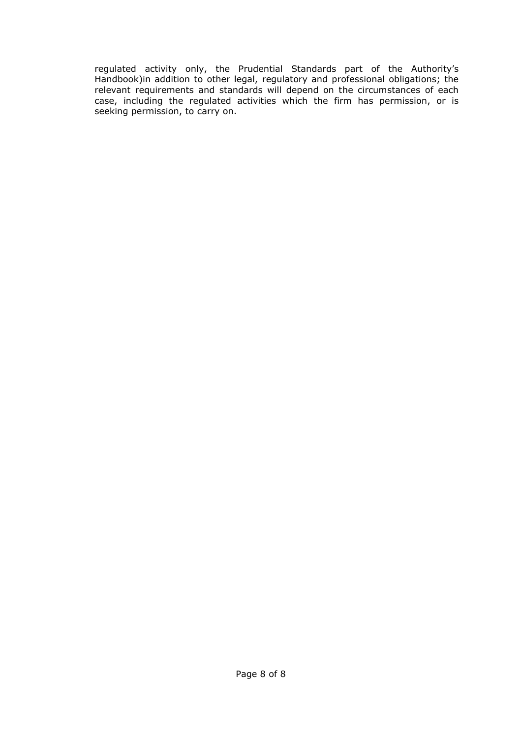regulated activity only, the Prudential Standards part of the Authority's Handbook)in addition to other legal, regulatory and professional obligations; the relevant requirements and standards will depend on the circumstances of each case, including the regulated activities which the firm has permission, or is seeking permission, to carry on.